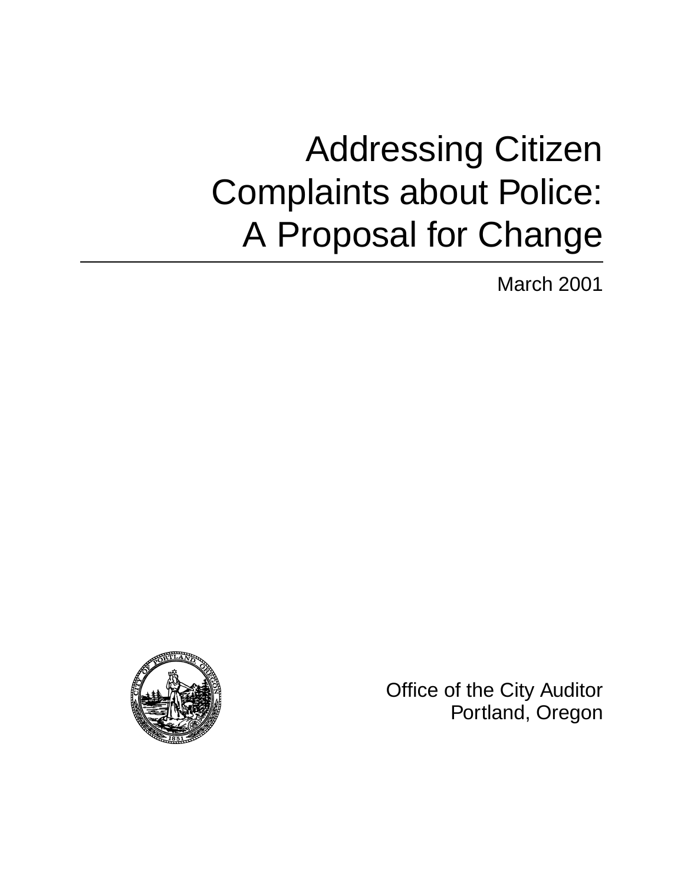# Addressing Citizen Complaints about Police: A Proposal for Change

March 2001

Office of the City Auditor
Portland, Oregon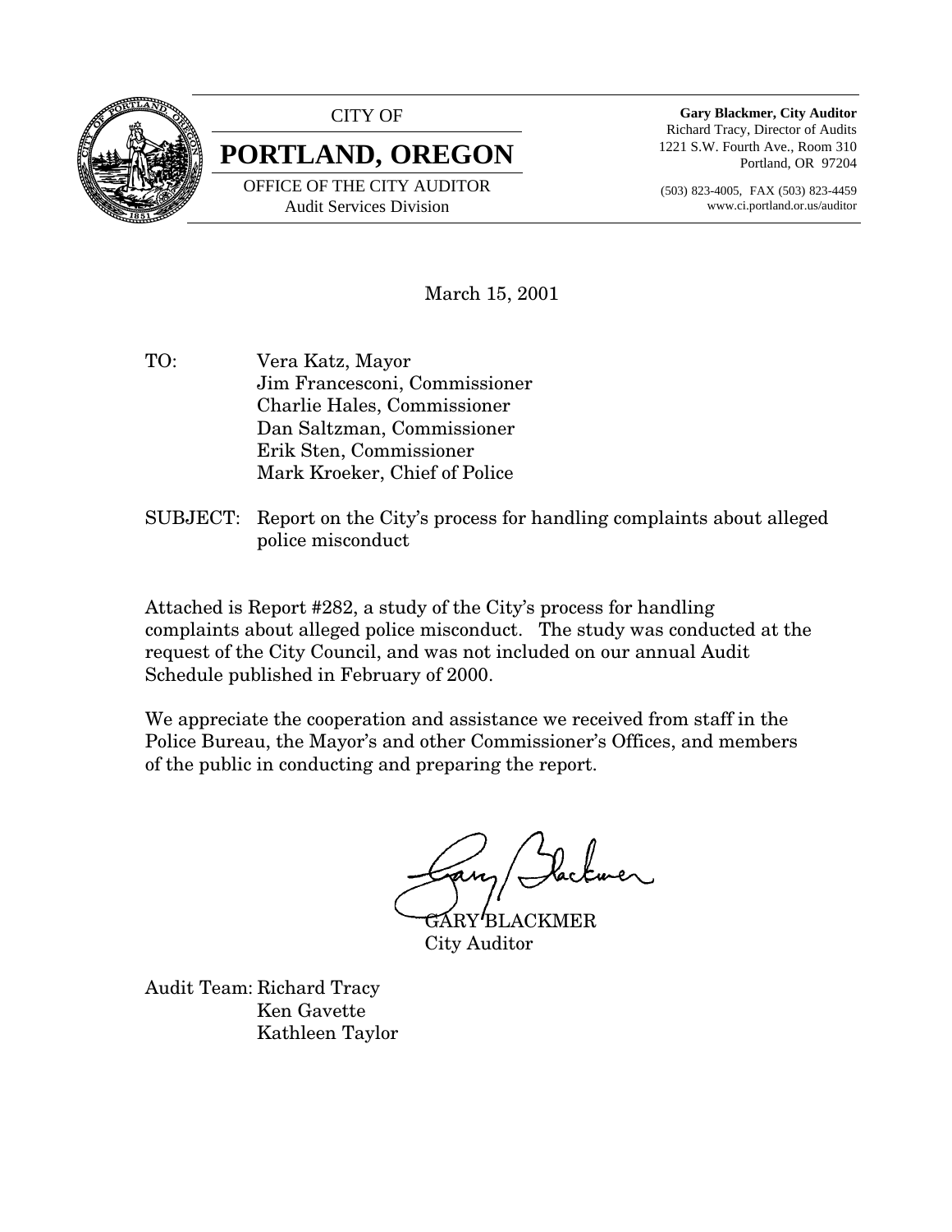CITY OF

# PORTLAND, OREGON

OFFICE OF THE CITY AUDITOR
Audit Services Division

**Gary Blackmer, City Auditor**
Richard Tracy, Director of Audits
1221 S.W. Fourth Ave., Room 310
Portland, OR 97204

(503) 823-4005, FAX (503) 823-4459
www.ci.portland.or.us/auditor

March 15, 2001

TO: Vera Katz, Mayor
Jim Francesconi, Commissioner
Charlie Hales, Commissioner
Dan Saltzman, Commissioner
Erik Sten, Commissioner
Mark Kroeker, Chief of Police

SUBJECT: Report on the City's process for handling complaints about alleged police misconduct

Attached is Report #282, a study of the City's process for handling complaints about alleged police misconduct. The study was conducted at the request of the City Council, and was not included on our annual Audit Schedule published in February of 2000.

We appreciate the cooperation and assistance we received from staff in the Police Bureau, the Mayor's and other Commissioner's Offices, and members of the public in conducting and preparing the report.

GARY BLACKMER
City Auditor

Audit Team: Richard Tracy
Ken Gavette
Kathleen Taylor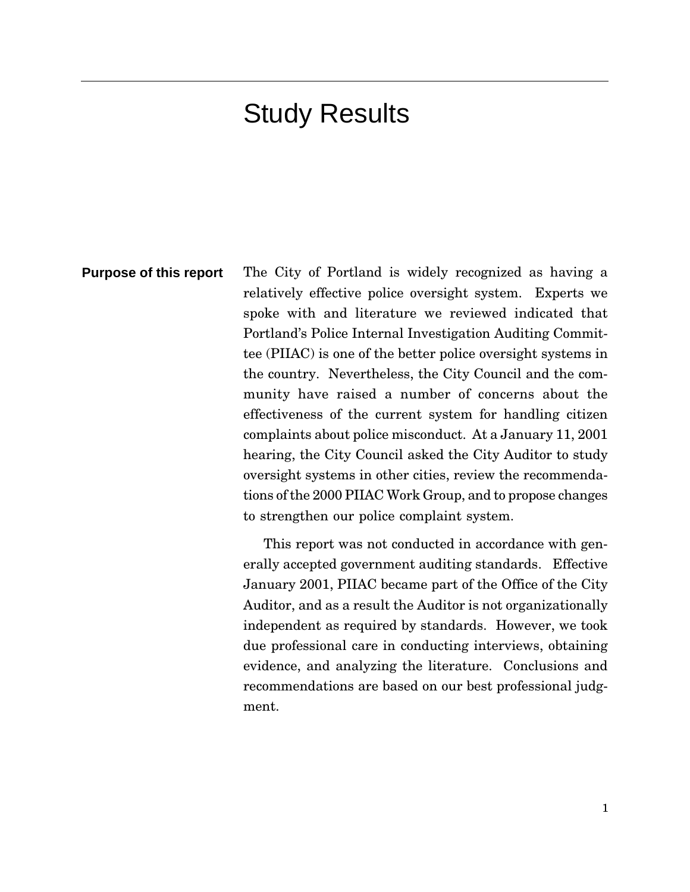# Study Results

## Purpose of this report

The City of Portland is widely recognized as having a relatively effective police oversight system. Experts we spoke with and literature we reviewed indicated that Portland's Police Internal Investigation Auditing Committee (PIIAC) is one of the better police oversight systems in the country. Nevertheless, the City Council and the community have raised a number of concerns about the effectiveness of the current system for handling citizen complaints about police misconduct. At a January 11, 2001 hearing, the City Council asked the City Auditor to study oversight systems in other cities, review the recommendations of the 2000 PIIAC Work Group, and to propose changes to strengthen our police complaint system.

This report was not conducted in accordance with generally accepted government auditing standards. Effective January 2001, PIIAC became part of the Office of the City Auditor, and as a result the Auditor is not organizationally independent as required by standards. However, we took due professional care in conducting interviews, obtaining evidence, and analyzing the literature. Conclusions and recommendations are based on our best professional judgment.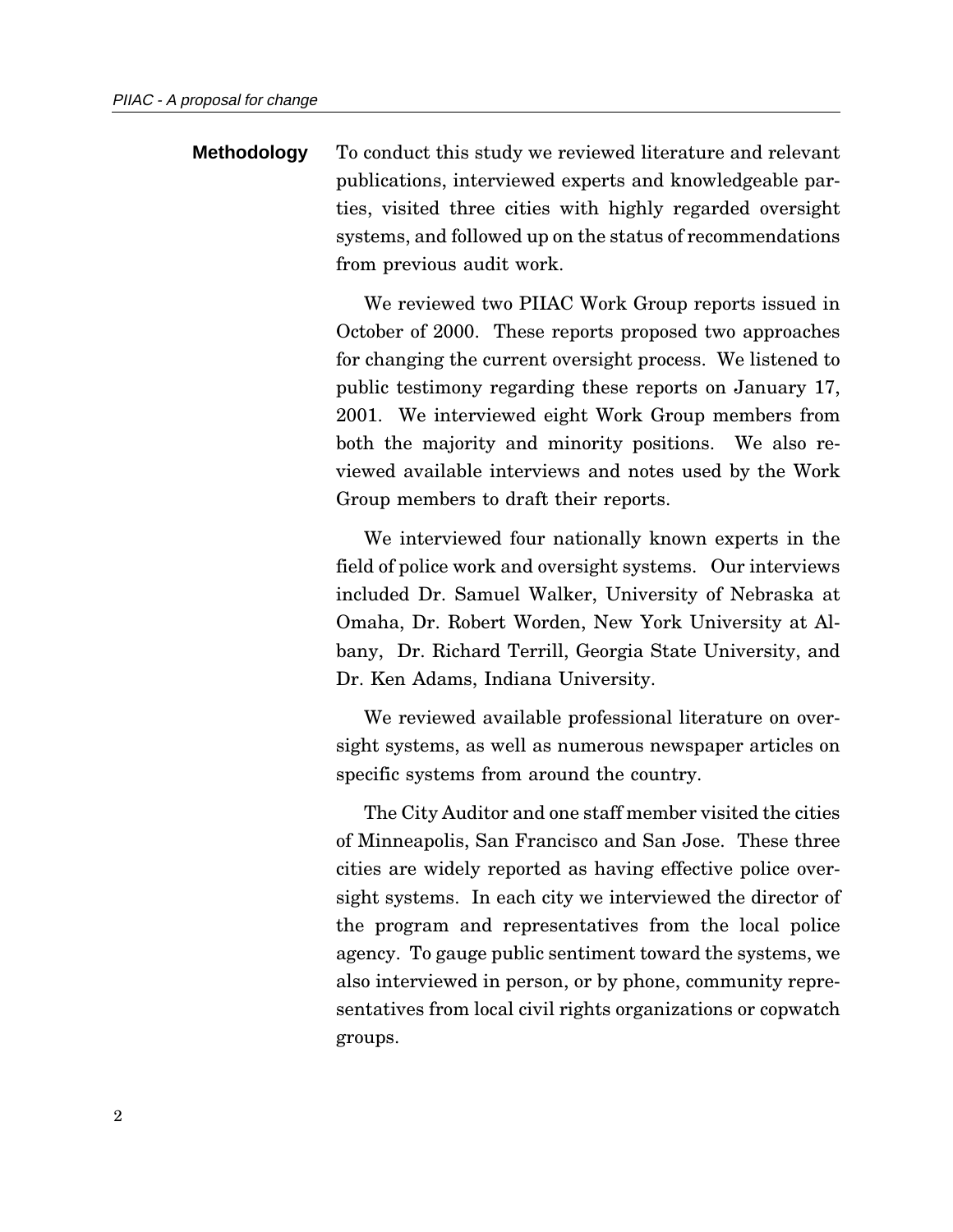## Methodology

To conduct this study we reviewed literature and relevant publications, interviewed experts and knowledgeable parties, visited three cities with highly regarded oversight systems, and followed up on the status of recommendations from previous audit work.

We reviewed two PIIAC Work Group reports issued in October of 2000. These reports proposed two approaches for changing the current oversight process. We listened to public testimony regarding these reports on January 17, 2001. We interviewed eight Work Group members from both the majority and minority positions. We also reviewed available interviews and notes used by the Work Group members to draft their reports.

We interviewed four nationally known experts in the field of police work and oversight systems. Our interviews included Dr. Samuel Walker, University of Nebraska at Omaha, Dr. Robert Worden, New York University at Albany, Dr. Richard Terrill, Georgia State University, and Dr. Ken Adams, Indiana University.

We reviewed available professional literature on oversight systems, as well as numerous newspaper articles on specific systems from around the country.

The City Auditor and one staff member visited the cities of Minneapolis, San Francisco and San Jose. These three cities are widely reported as having effective police oversight systems. In each city we interviewed the director of the program and representatives from the local police agency. To gauge public sentiment toward the systems, we also interviewed in person, or by phone, community representatives from local civil rights organizations or copwatch groups.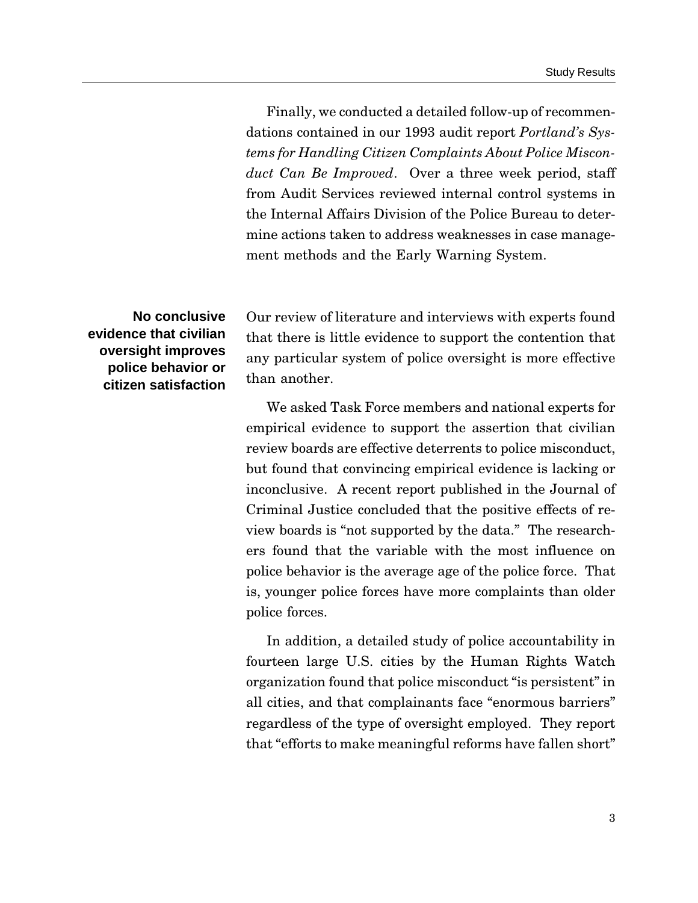Finally, we conducted a detailed follow-up of recommendations contained in our 1993 audit report *Portland's Systems for Handling Citizen Complaints About Police Misconduct Can Be Improved*. Over a three week period, staff from Audit Services reviewed internal control systems in the Internal Affairs Division of the Police Bureau to determine actions taken to address weaknesses in case management methods and the Early Warning System.

## No conclusive evidence that civilian oversight improves police behavior or citizen satisfaction

Our review of literature and interviews with experts found that there is little evidence to support the contention that any particular system of police oversight is more effective than another.

We asked Task Force members and national experts for empirical evidence to support the assertion that civilian review boards are effective deterrents to police misconduct, but found that convincing empirical evidence is lacking or inconclusive. A recent report published in the Journal of Criminal Justice concluded that the positive effects of review boards is "not supported by the data." The researchers found that the variable with the most influence on police behavior is the average age of the police force. That is, younger police forces have more complaints than older police forces.

In addition, a detailed study of police accountability in fourteen large U.S. cities by the Human Rights Watch organization found that police misconduct "is persistent" in all cities, and that complainants face "enormous barriers" regardless of the type of oversight employed. They report that "efforts to make meaningful reforms have fallen short"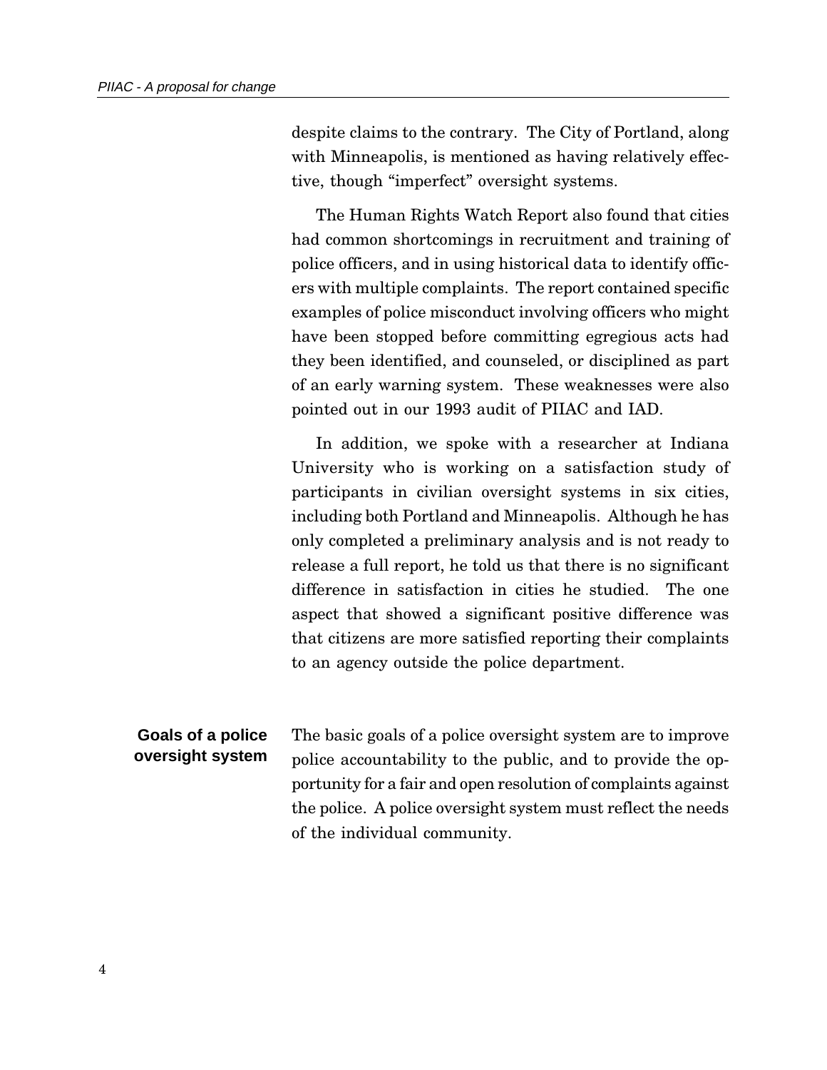despite claims to the contrary. The City of Portland, along with Minneapolis, is mentioned as having relatively effective, though "imperfect" oversight systems.

The Human Rights Watch Report also found that cities had common shortcomings in recruitment and training of police officers, and in using historical data to identify officers with multiple complaints. The report contained specific examples of police misconduct involving officers who might have been stopped before committing egregious acts had they been identified, and counseled, or disciplined as part of an early warning system. These weaknesses were also pointed out in our 1993 audit of PIIAC and IAD.

In addition, we spoke with a researcher at Indiana University who is working on a satisfaction study of participants in civilian oversight systems in six cities, including both Portland and Minneapolis. Although he has only completed a preliminary analysis and is not ready to release a full report, he told us that there is no significant difference in satisfaction in cities he studied. The one aspect that showed a significant positive difference was that citizens are more satisfied reporting their complaints to an agency outside the police department.

## Goals of a police oversight system

The basic goals of a police oversight system are to improve police accountability to the public, and to provide the opportunity for a fair and open resolution of complaints against the police. A police oversight system must reflect the needs of the individual community.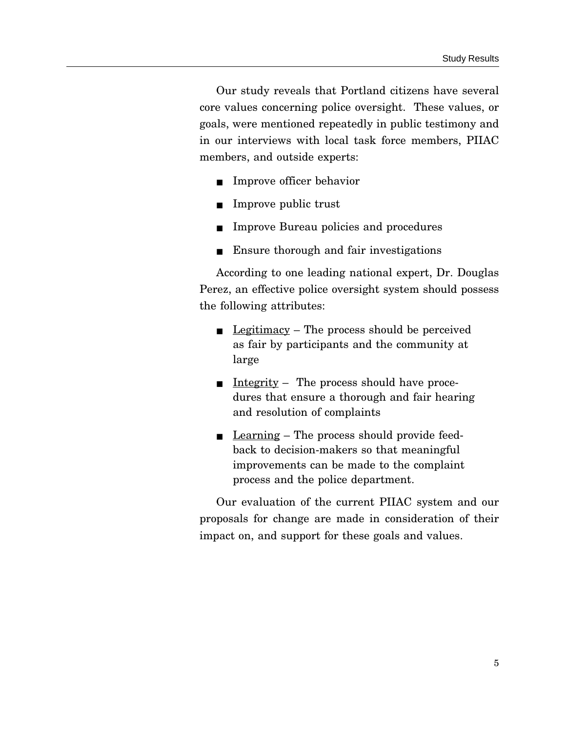Our study reveals that Portland citizens have several core values concerning police oversight. These values, or goals, were mentioned repeatedly in public testimony and in our interviews with local task force members, PIIAC members, and outside experts:

- Improve officer behavior
- Improve public trust
- Improve Bureau policies and procedures
- Ensure thorough and fair investigations

According to one leading national expert, Dr. Douglas Perez, an effective police oversight system should possess the following attributes:

- <u>Legitimacy</u> – The process should be perceived as fair by participants and the community at large
- <u>Integrity</u> – The process should have procedures that ensure a thorough and fair hearing and resolution of complaints
- <u>Learning</u> – The process should provide feedback to decision-makers so that meaningful improvements can be made to the complaint process and the police department.

Our evaluation of the current PIIAC system and our proposals for change are made in consideration of their impact on, and support for these goals and values.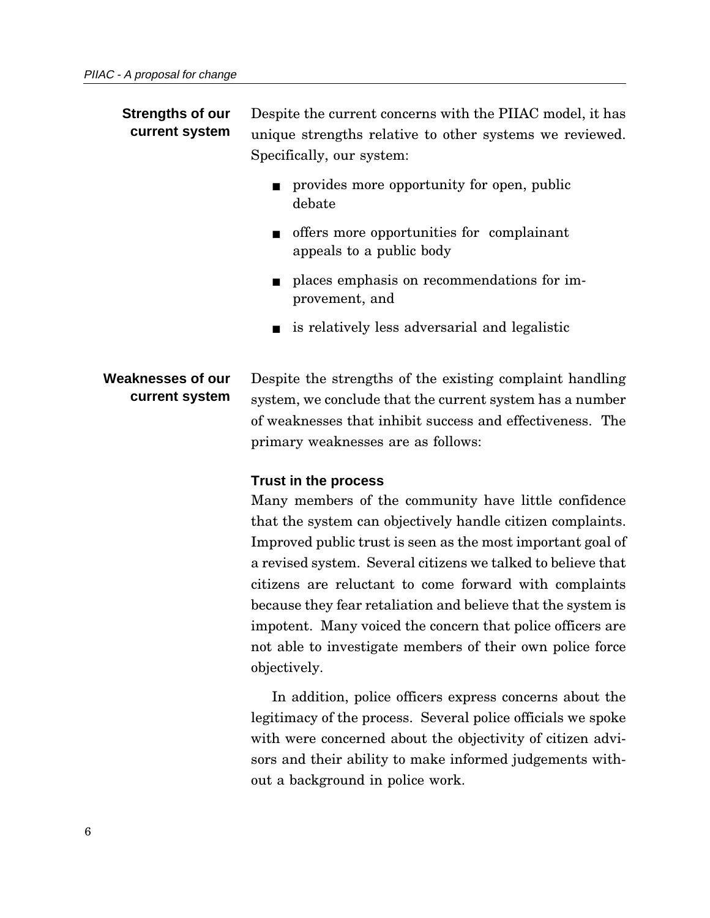## Strengths of our current system

Despite the current concerns with the PIIAC model, it has unique strengths relative to other systems we reviewed. Specifically, our system:

- provides more opportunity for open, public debate
- offers more opportunities for complainant appeals to a public body
- places emphasis on recommendations for improvement, and
- is relatively less adversarial and legalistic

## Weaknesses of our current system

Despite the strengths of the existing complaint handling system, we conclude that the current system has a number of weaknesses that inhibit success and effectiveness. The primary weaknesses are as follows:

### Trust in the process

Many members of the community have little confidence that the system can objectively handle citizen complaints. Improved public trust is seen as the most important goal of a revised system. Several citizens we talked to believe that citizens are reluctant to come forward with complaints because they fear retaliation and believe that the system is impotent. Many voiced the concern that police officers are not able to investigate members of their own police force objectively.

In addition, police officers express concerns about the legitimacy of the process. Several police officials we spoke with were concerned about the objectivity of citizen advisors and their ability to make informed judgements without a background in police work.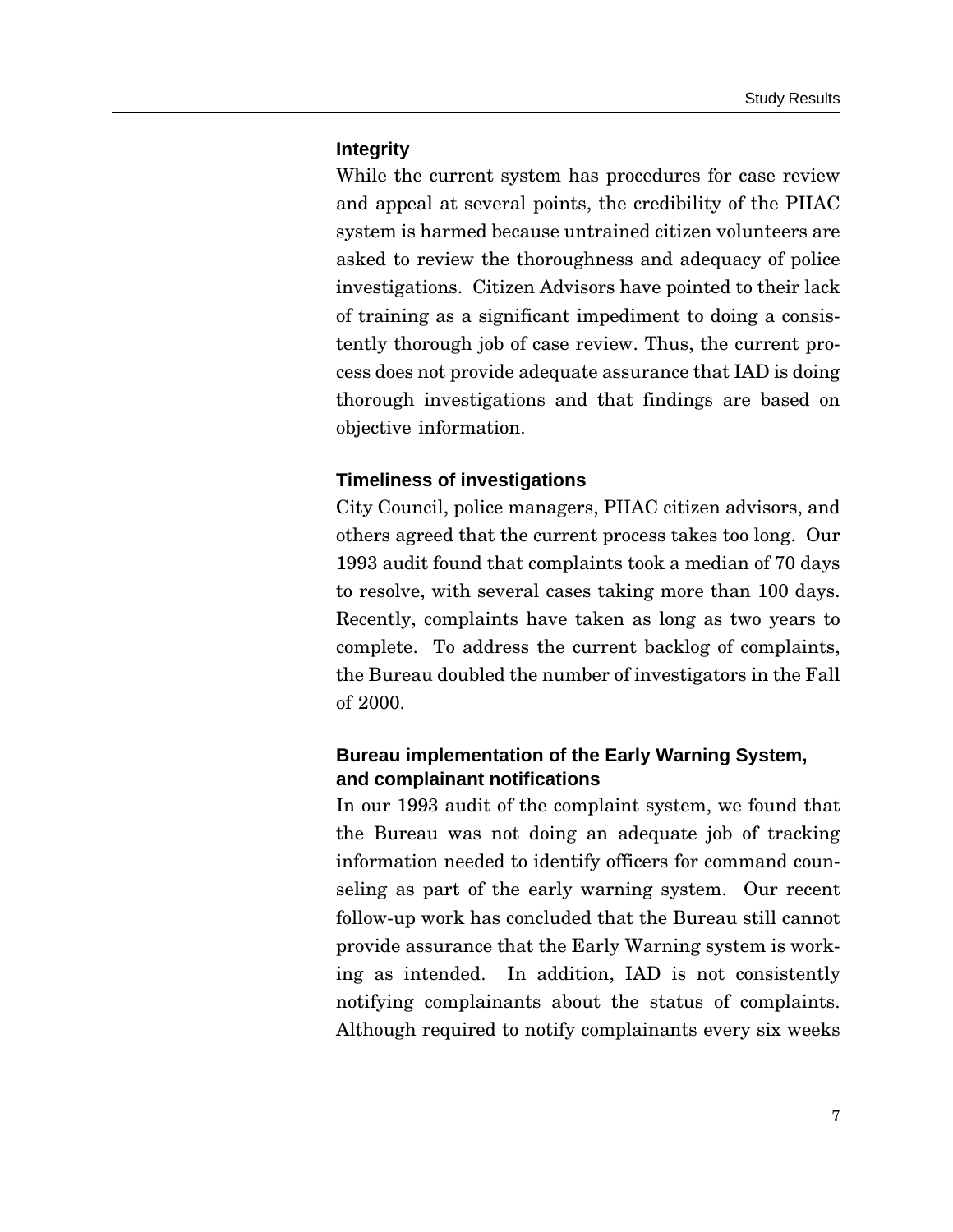### Integrity

While the current system has procedures for case review and appeal at several points, the credibility of the PIIAC system is harmed because untrained citizen volunteers are asked to review the thoroughness and adequacy of police investigations. Citizen Advisors have pointed to their lack of training as a significant impediment to doing a consistently thorough job of case review. Thus, the current process does not provide adequate assurance that IAD is doing thorough investigations and that findings are based on objective information.

### Timeliness of investigations

City Council, police managers, PIIAC citizen advisors, and others agreed that the current process takes too long. Our 1993 audit found that complaints took a median of 70 days to resolve, with several cases taking more than 100 days. Recently, complaints have taken as long as two years to complete. To address the current backlog of complaints, the Bureau doubled the number of investigators in the Fall of 2000.

### Bureau implementation of the Early Warning System, and complainant notifications

In our 1993 audit of the complaint system, we found that the Bureau was not doing an adequate job of tracking information needed to identify officers for command counseling as part of the early warning system. Our recent follow-up work has concluded that the Bureau still cannot provide assurance that the Early Warning system is working as intended. In addition, IAD is not consistently notifying complainants about the status of complaints. Although required to notify complainants every six weeks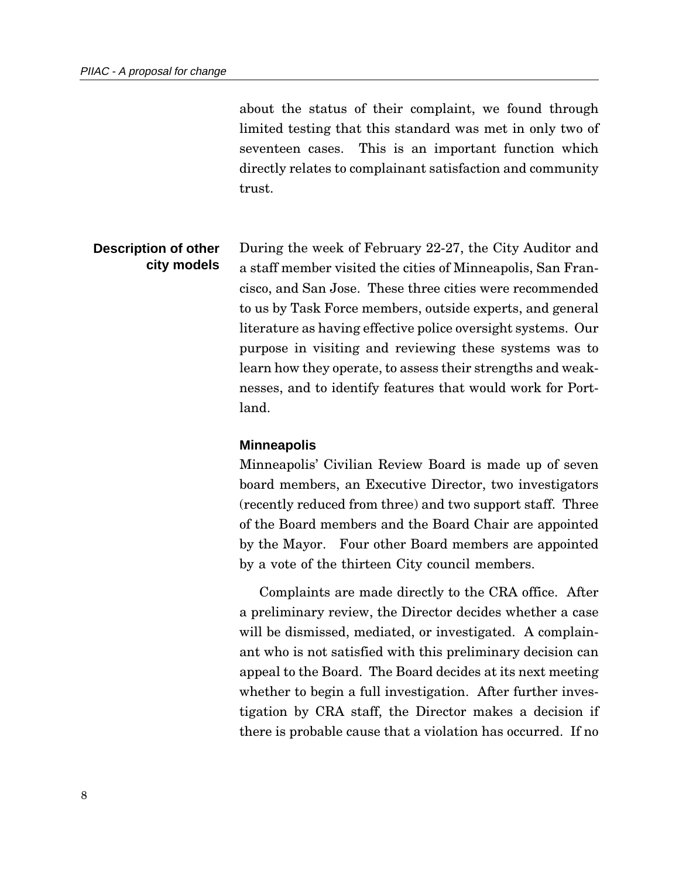about the status of their complaint, we found through limited testing that this standard was met in only two of seventeen cases. This is an important function which directly relates to complainant satisfaction and community trust.

## Description of other city models

During the week of February 22-27, the City Auditor and a staff member visited the cities of Minneapolis, San Francisco, and San Jose. These three cities were recommended to us by Task Force members, outside experts, and general literature as having effective police oversight systems. Our purpose in visiting and reviewing these systems was to learn how they operate, to assess their strengths and weaknesses, and to identify features that would work for Portland.

### Minneapolis

Minneapolis' Civilian Review Board is made up of seven board members, an Executive Director, two investigators (recently reduced from three) and two support staff. Three of the Board members and the Board Chair are appointed by the Mayor. Four other Board members are appointed by a vote of the thirteen City council members.

Complaints are made directly to the CRA office. After a preliminary review, the Director decides whether a case will be dismissed, mediated, or investigated. A complainant who is not satisfied with this preliminary decision can appeal to the Board. The Board decides at its next meeting whether to begin a full investigation. After further investigation by CRA staff, the Director makes a decision if there is probable cause that a violation has occurred. If no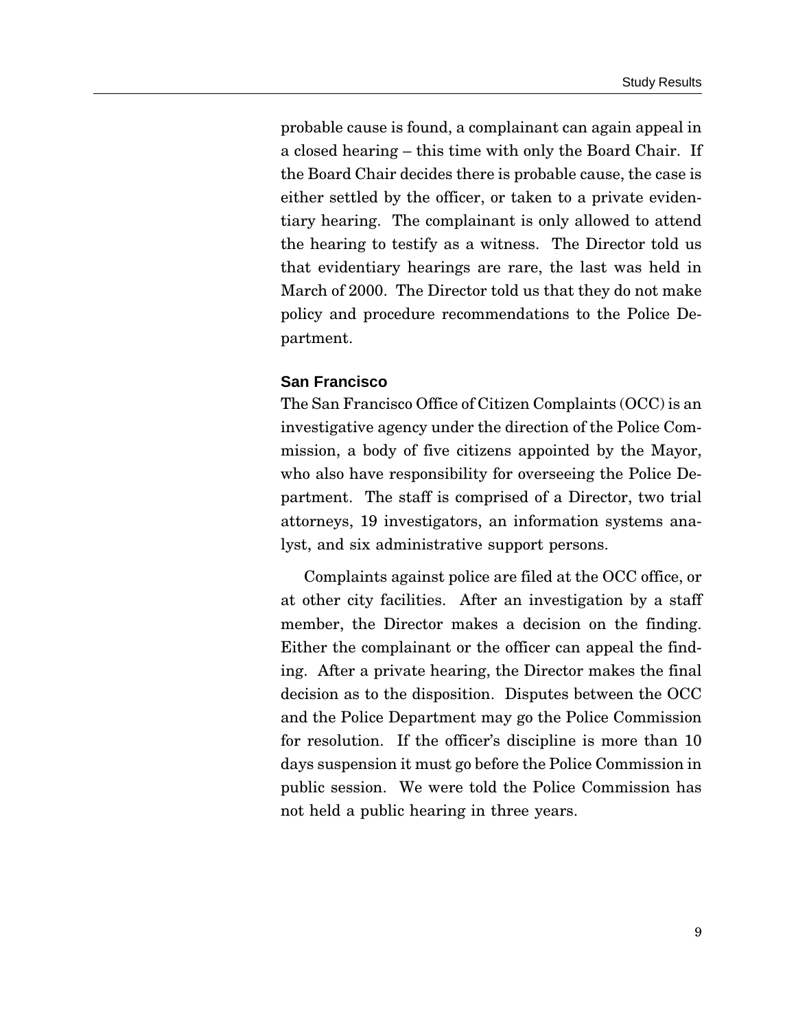probable cause is found, a complainant can again appeal in a closed hearing – this time with only the Board Chair. If the Board Chair decides there is probable cause, the case is either settled by the officer, or taken to a private evidentiary hearing. The complainant is only allowed to attend the hearing to testify as a witness. The Director told us that evidentiary hearings are rare, the last was held in March of 2000. The Director told us that they do not make policy and procedure recommendations to the Police Department.

### San Francisco

The San Francisco Office of Citizen Complaints (OCC) is an investigative agency under the direction of the Police Commission, a body of five citizens appointed by the Mayor, who also have responsibility for overseeing the Police Department. The staff is comprised of a Director, two trial attorneys, 19 investigators, an information systems analyst, and six administrative support persons.

Complaints against police are filed at the OCC office, or at other city facilities. After an investigation by a staff member, the Director makes a decision on the finding. Either the complainant or the officer can appeal the finding. After a private hearing, the Director makes the final decision as to the disposition. Disputes between the OCC and the Police Department may go the Police Commission for resolution. If the officer's discipline is more than 10 days suspension it must go before the Police Commission in public session. We were told the Police Commission has not held a public hearing in three years.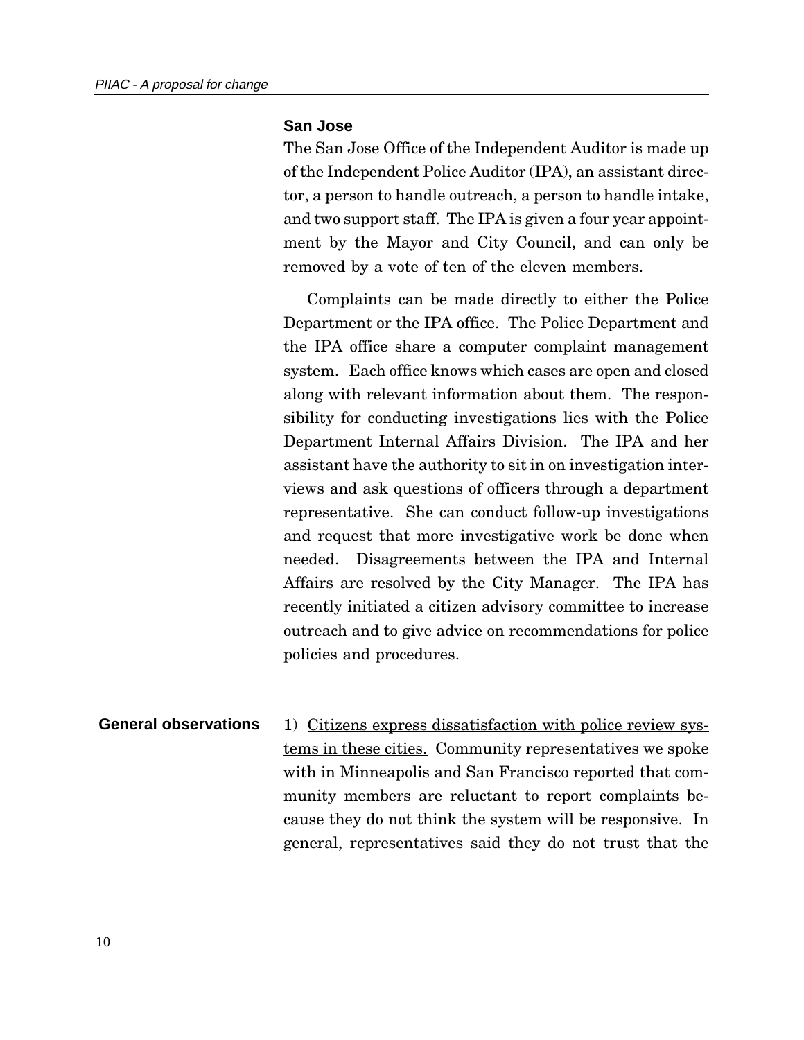### San Jose

The San Jose Office of the Independent Auditor is made up of the Independent Police Auditor (IPA), an assistant director, a person to handle outreach, a person to handle intake, and two support staff. The IPA is given a four year appointment by the Mayor and City Council, and can only be removed by a vote of ten of the eleven members.

Complaints can be made directly to either the Police Department or the IPA office. The Police Department and the IPA office share a computer complaint management system. Each office knows which cases are open and closed along with relevant information about them. The responsibility for conducting investigations lies with the Police Department Internal Affairs Division. The IPA and her assistant have the authority to sit in on investigation interviews and ask questions of officers through a department representative. She can conduct follow-up investigations and request that more investigative work be done when needed. Disagreements between the IPA and Internal Affairs are resolved by the City Manager. The IPA has recently initiated a citizen advisory committee to increase outreach and to give advice on recommendations for police policies and procedures.

**General observations**

1) Citizens express dissatisfaction with police review systems in these cities. Community representatives we spoke with in Minneapolis and San Francisco reported that community members are reluctant to report complaints because they do not think the system will be responsive. In general, representatives said they do not trust that the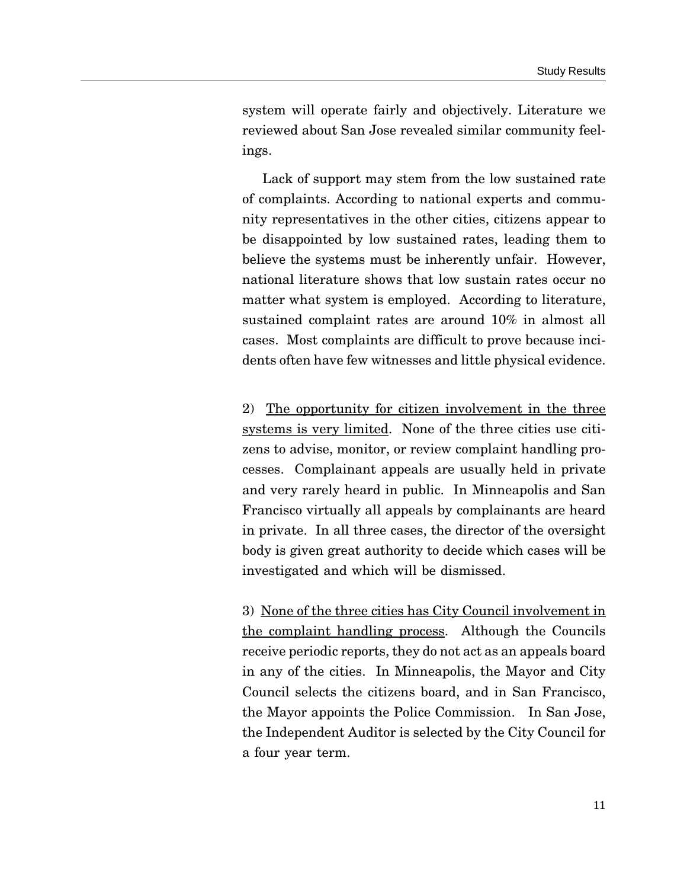system will operate fairly and objectively. Literature we reviewed about San Jose revealed similar community feelings.

Lack of support may stem from the low sustained rate of complaints. According to national experts and community representatives in the other cities, citizens appear to be disappointed by low sustained rates, leading them to believe the systems must be inherently unfair. However, national literature shows that low sustain rates occur no matter what system is employed. According to literature, sustained complaint rates are around 10% in almost all cases. Most complaints are difficult to prove because incidents often have few witnesses and little physical evidence.

2) <u>The opportunity for citizen involvement in the three systems is very limited</u>. None of the three cities use citizens to advise, monitor, or review complaint handling processes. Complainant appeals are usually held in private and very rarely heard in public. In Minneapolis and San Francisco virtually all appeals by complainants are heard in private. In all three cases, the director of the oversight body is given great authority to decide which cases will be investigated and which will be dismissed.

3) <u>None of the three cities has City Council involvement in the complaint handling process</u>. Although the Councils receive periodic reports, they do not act as an appeals board in any of the cities. In Minneapolis, the Mayor and City Council selects the citizens board, and in San Francisco, the Mayor appoints the Police Commission. In San Jose, the Independent Auditor is selected by the City Council for a four year term.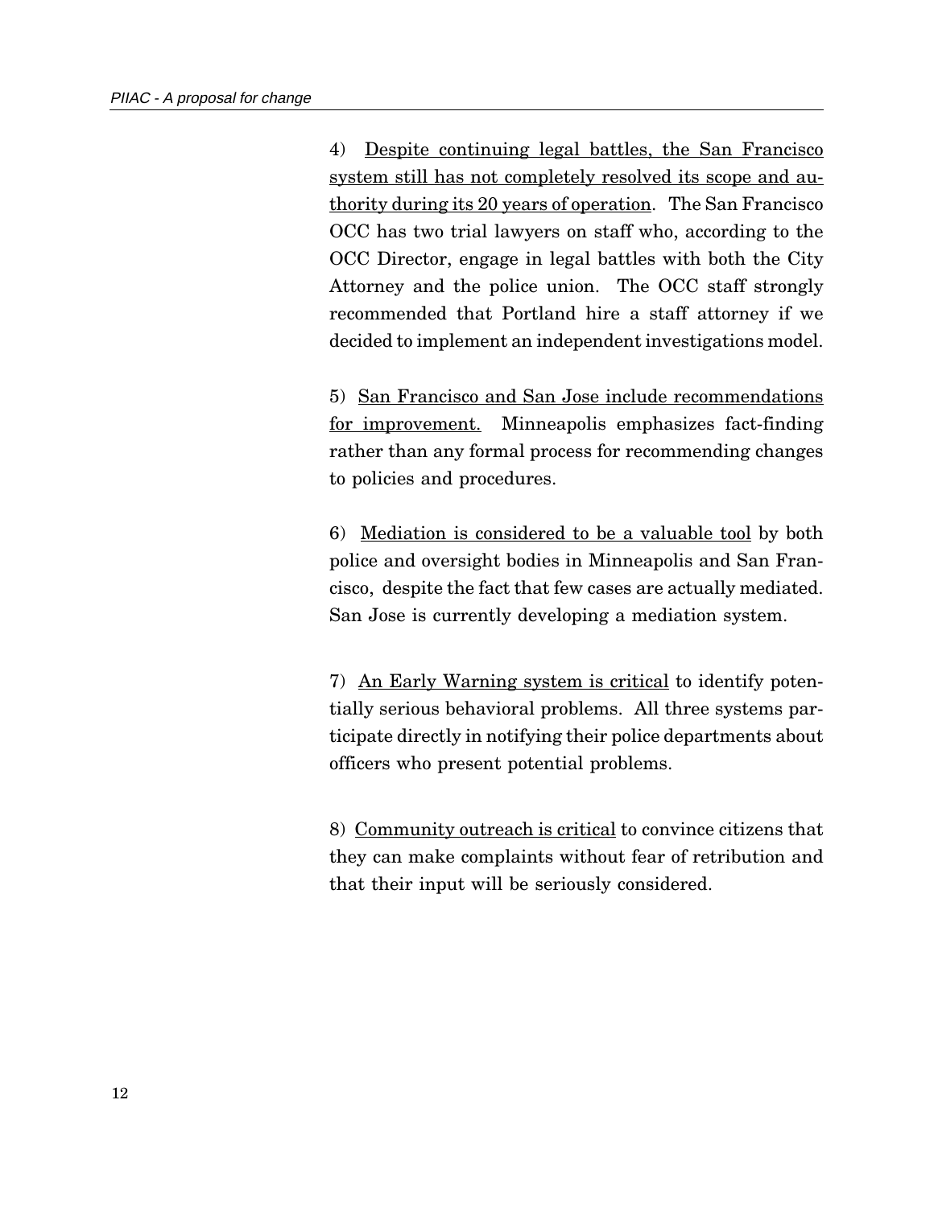4) <u>Despite continuing legal battles, the San Francisco system still has not completely resolved its scope and authority during its 20 years of operation</u>. The San Francisco OCC has two trial lawyers on staff who, according to the OCC Director, engage in legal battles with both the City Attorney and the police union. The OCC staff strongly recommended that Portland hire a staff attorney if we decided to implement an independent investigations model.

5) <u>San Francisco and San Jose include recommendations for improvement.</u> Minneapolis emphasizes fact-finding rather than any formal process for recommending changes to policies and procedures.

6) <u>Mediation is considered to be a valuable tool</u> by both police and oversight bodies in Minneapolis and San Francisco, despite the fact that few cases are actually mediated. San Jose is currently developing a mediation system.

7) <u>An Early Warning system is critical</u> to identify potentially serious behavioral problems. All three systems participate directly in notifying their police departments about officers who present potential problems.

8) <u>Community outreach is critical</u> to convince citizens that they can make complaints without fear of retribution and that their input will be seriously considered.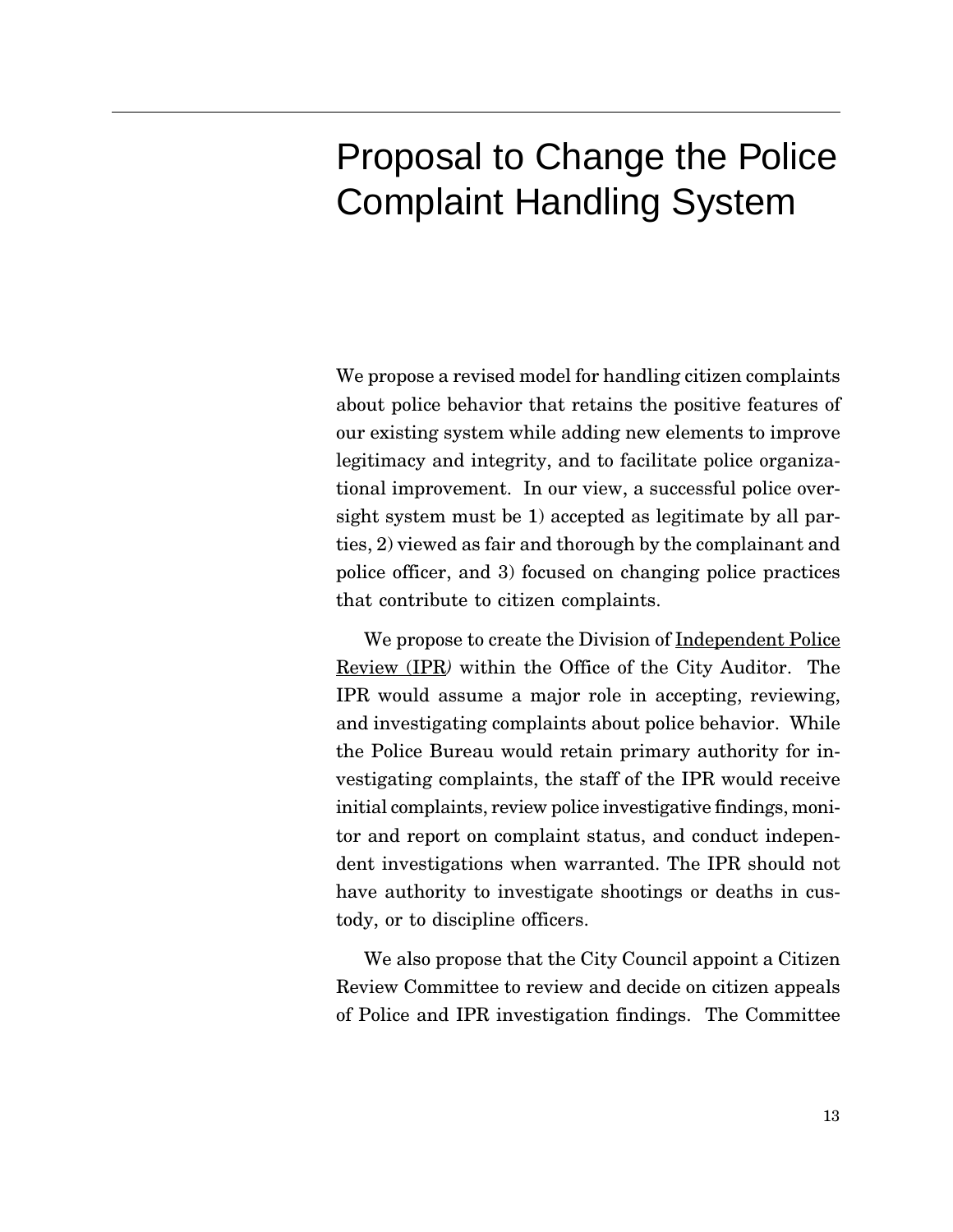# Proposal to Change the Police Complaint Handling System

We propose a revised model for handling citizen complaints about police behavior that retains the positive features of our existing system while adding new elements to improve legitimacy and integrity, and to facilitate police organizational improvement. In our view, a successful police oversight system must be 1) accepted as legitimate by all parties, 2) viewed as fair and thorough by the complainant and police officer, and 3) focused on changing police practices that contribute to citizen complaints.

We propose to create the Division of <u>Independent Police Review (IPR</u>*)* within the Office of the City Auditor. The IPR would assume a major role in accepting, reviewing, and investigating complaints about police behavior. While the Police Bureau would retain primary authority for investigating complaints, the staff of the IPR would receive initial complaints, review police investigative findings, monitor and report on complaint status, and conduct independent investigations when warranted. The IPR should not have authority to investigate shootings or deaths in custody, or to discipline officers.

We also propose that the City Council appoint a Citizen Review Committee to review and decide on citizen appeals of Police and IPR investigation findings. The Committee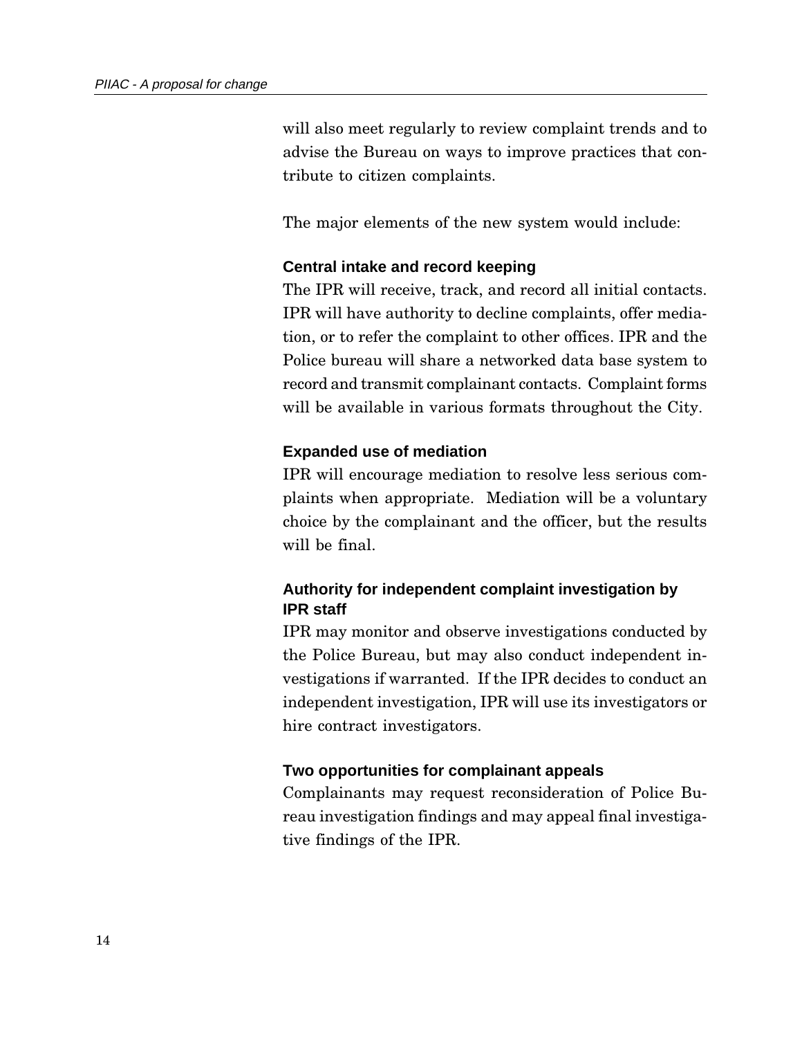will also meet regularly to review complaint trends and to advise the Bureau on ways to improve practices that contribute to citizen complaints.

The major elements of the new system would include:

### Central intake and record keeping

The IPR will receive, track, and record all initial contacts. IPR will have authority to decline complaints, offer mediation, or to refer the complaint to other offices. IPR and the Police bureau will share a networked data base system to record and transmit complainant contacts. Complaint forms will be available in various formats throughout the City.

### Expanded use of mediation

IPR will encourage mediation to resolve less serious complaints when appropriate. Mediation will be a voluntary choice by the complainant and the officer, but the results will be final.

### Authority for independent complaint investigation by IPR staff

IPR may monitor and observe investigations conducted by the Police Bureau, but may also conduct independent investigations if warranted. If the IPR decides to conduct an independent investigation, IPR will use its investigators or hire contract investigators.

### Two opportunities for complainant appeals

Complainants may request reconsideration of Police Bureau investigation findings and may appeal final investigative findings of the IPR.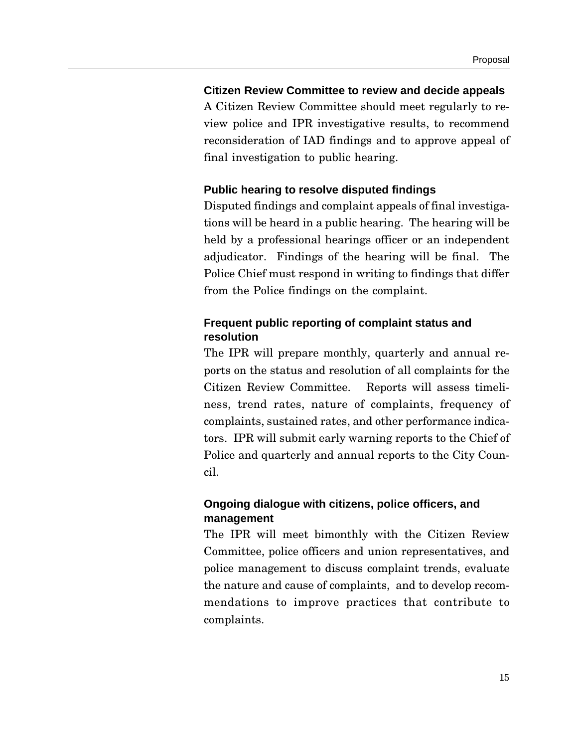### Citizen Review Committee to review and decide appeals

A Citizen Review Committee should meet regularly to review police and IPR investigative results, to recommend reconsideration of IAD findings and to approve appeal of final investigation to public hearing.

### Public hearing to resolve disputed findings

Disputed findings and complaint appeals of final investigations will be heard in a public hearing. The hearing will be held by a professional hearings officer or an independent adjudicator. Findings of the hearing will be final. The Police Chief must respond in writing to findings that differ from the Police findings on the complaint.

### Frequent public reporting of complaint status and resolution

The IPR will prepare monthly, quarterly and annual reports on the status and resolution of all complaints for the Citizen Review Committee. Reports will assess timeliness, trend rates, nature of complaints, frequency of complaints, sustained rates, and other performance indicators. IPR will submit early warning reports to the Chief of Police and quarterly and annual reports to the City Council.

### Ongoing dialogue with citizens, police officers, and management

The IPR will meet bimonthly with the Citizen Review Committee, police officers and union representatives, and police management to discuss complaint trends, evaluate the nature and cause of complaints, and to develop recommendations to improve practices that contribute to complaints.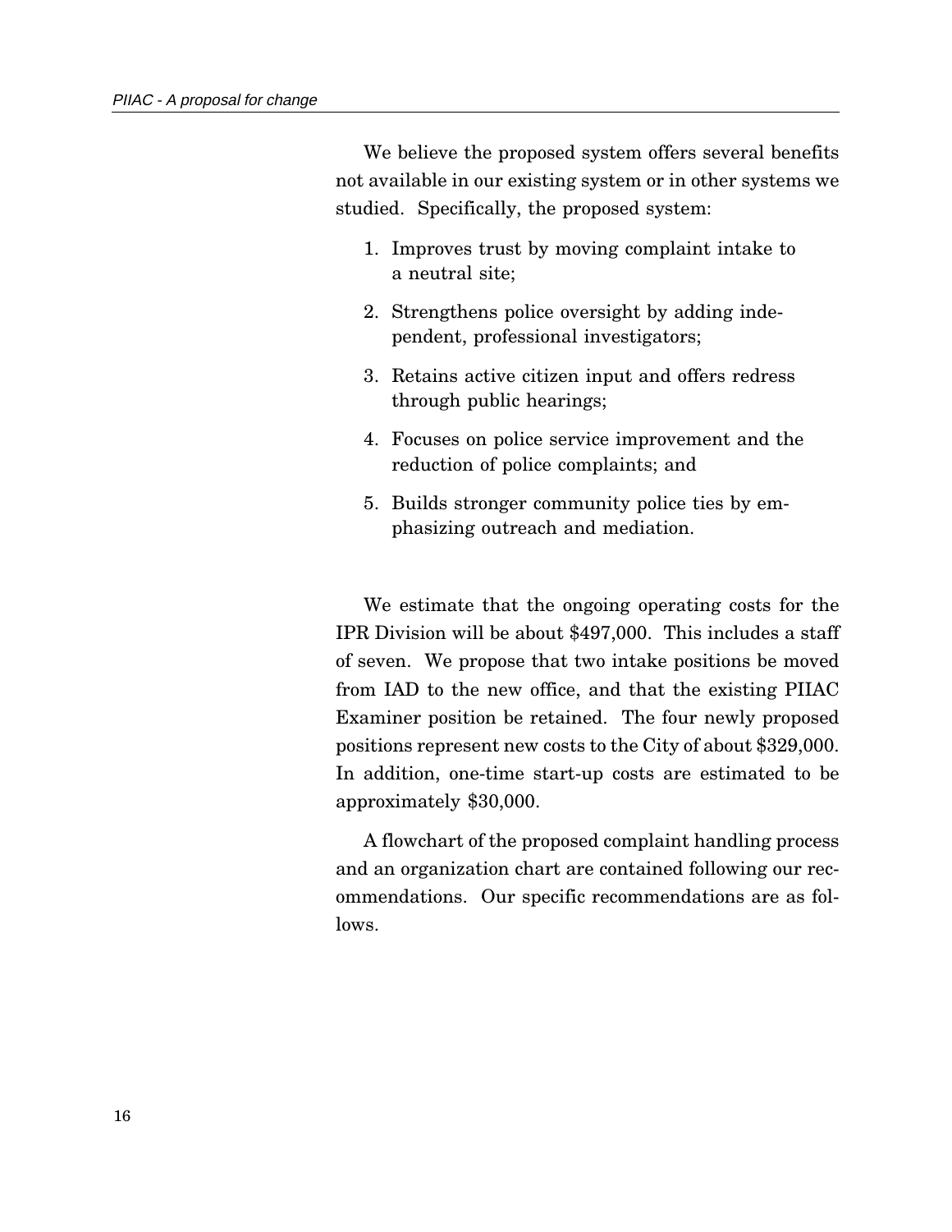We believe the proposed system offers several benefits not available in our existing system or in other systems we studied. Specifically, the proposed system:

1. Improves trust by moving complaint intake to a neutral site;
2. Strengthens police oversight by adding independent, professional investigators;
3. Retains active citizen input and offers redress through public hearings;
4. Focuses on police service improvement and the reduction of police complaints; and
5. Builds stronger community police ties by emphasizing outreach and mediation.

We estimate that the ongoing operating costs for the IPR Division will be about $497,000. This includes a staff of seven. We propose that two intake positions be moved from IAD to the new office, and that the existing PIIAC Examiner position be retained. The four newly proposed positions represent new costs to the City of about $329,000. In addition, one-time start-up costs are estimated to be approximately $30,000.

A flowchart of the proposed complaint handling process and an organization chart are contained following our recommendations. Our specific recommendations are as follows.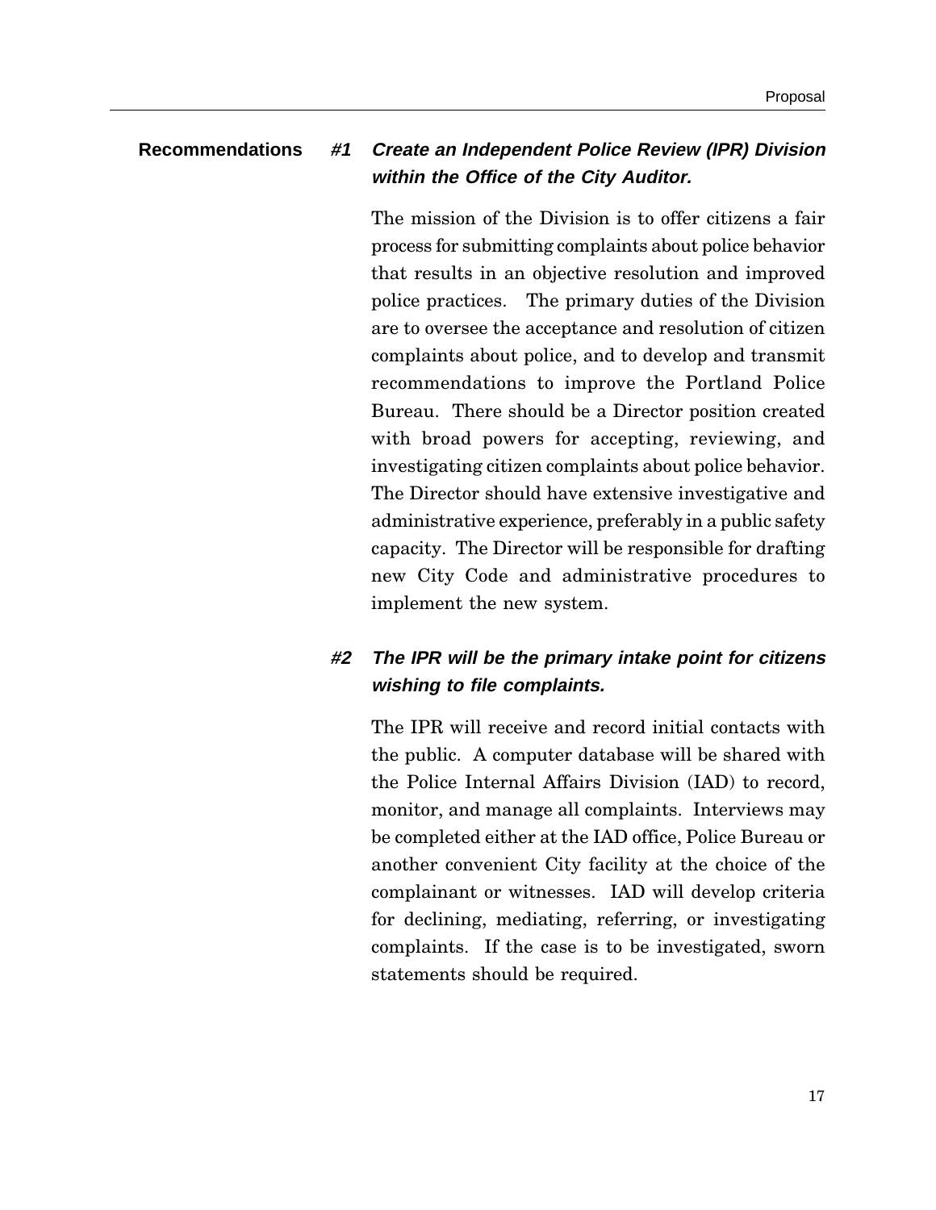## Recommendations

### #1 *Create an Independent Police Review (IPR) Division within the Office of the City Auditor.*

The mission of the Division is to offer citizens a fair process for submitting complaints about police behavior that results in an objective resolution and improved police practices. The primary duties of the Division are to oversee the acceptance and resolution of citizen complaints about police, and to develop and transmit recommendations to improve the Portland Police Bureau. There should be a Director position created with broad powers for accepting, reviewing, and investigating citizen complaints about police behavior. The Director should have extensive investigative and administrative experience, preferably in a public safety capacity. The Director will be responsible for drafting new City Code and administrative procedures to implement the new system.

### #2 *The IPR will be the primary intake point for citizens wishing to file complaints.*

The IPR will receive and record initial contacts with the public. A computer database will be shared with the Police Internal Affairs Division (IAD) to record, monitor, and manage all complaints. Interviews may be completed either at the IAD office, Police Bureau or another convenient City facility at the choice of the complainant or witnesses. IAD will develop criteria for declining, mediating, referring, or investigating complaints. If the case is to be investigated, sworn statements should be required.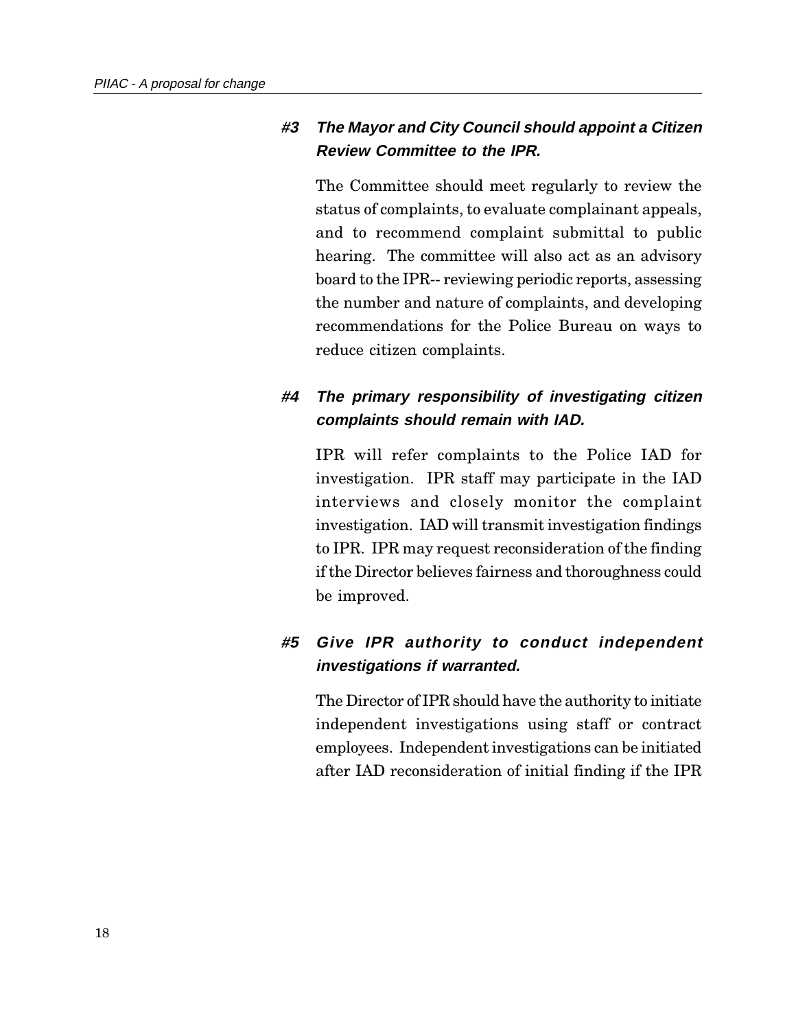### #3 The Mayor and City Council should appoint a Citizen Review Committee to the IPR.

The Committee should meet regularly to review the status of complaints, to evaluate complainant appeals, and to recommend complaint submittal to public hearing. The committee will also act as an advisory board to the IPR-- reviewing periodic reports, assessing the number and nature of complaints, and developing recommendations for the Police Bureau on ways to reduce citizen complaints.

### #4 The primary responsibility of investigating citizen complaints should remain with IAD.

IPR will refer complaints to the Police IAD for investigation. IPR staff may participate in the IAD interviews and closely monitor the complaint investigation. IAD will transmit investigation findings to IPR. IPR may request reconsideration of the finding if the Director believes fairness and thoroughness could be improved.

### #5 Give IPR authority to conduct independent investigations if warranted.

The Director of IPR should have the authority to initiate independent investigations using staff or contract employees. Independent investigations can be initiated after IAD reconsideration of initial finding if the IPR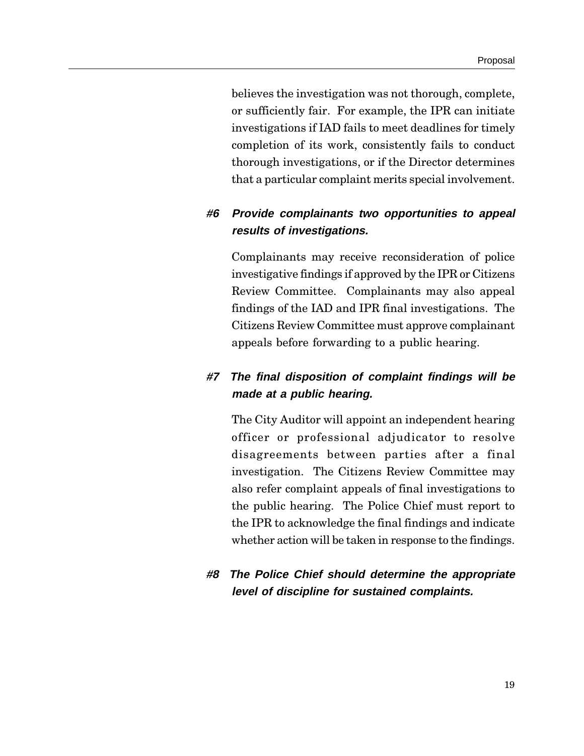believes the investigation was not thorough, complete, or sufficiently fair. For example, the IPR can initiate investigations if IAD fails to meet deadlines for timely completion of its work, consistently fails to conduct thorough investigations, or if the Director determines that a particular complaint merits special involvement.

### ***#6 Provide complainants two opportunities to appeal results of investigations.***

Complainants may receive reconsideration of police investigative findings if approved by the IPR or Citizens Review Committee. Complainants may also appeal findings of the IAD and IPR final investigations. The Citizens Review Committee must approve complainant appeals before forwarding to a public hearing.

### ***#7 The final disposition of complaint findings will be made at a public hearing.***

The City Auditor will appoint an independent hearing officer or professional adjudicator to resolve disagreements between parties after a final investigation. The Citizens Review Committee may also refer complaint appeals of final investigations to the public hearing. The Police Chief must report to the IPR to acknowledge the final findings and indicate whether action will be taken in response to the findings.

### ***#8 The Police Chief should determine the appropriate level of discipline for sustained complaints.***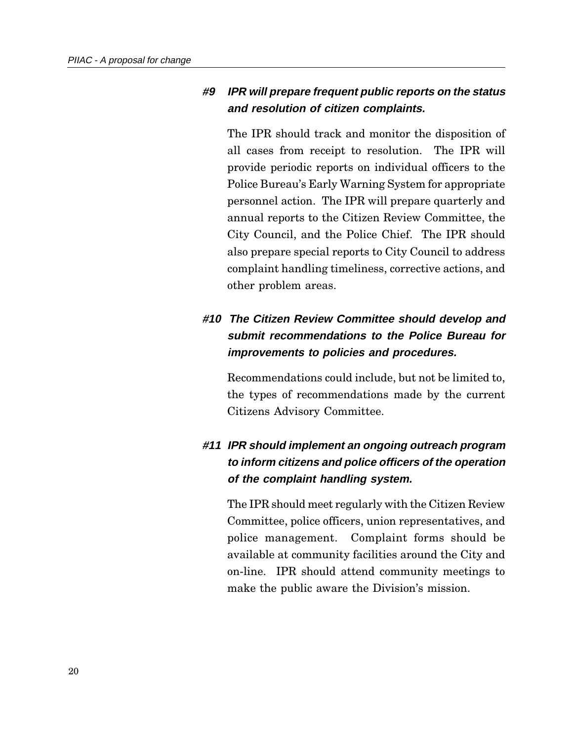### #9 IPR will prepare frequent public reports on the status and resolution of citizen complaints.

The IPR should track and monitor the disposition of all cases from receipt to resolution. The IPR will provide periodic reports on individual officers to the Police Bureau's Early Warning System for appropriate personnel action. The IPR will prepare quarterly and annual reports to the Citizen Review Committee, the City Council, and the Police Chief. The IPR should also prepare special reports to City Council to address complaint handling timeliness, corrective actions, and other problem areas.

### #10 The Citizen Review Committee should develop and submit recommendations to the Police Bureau for improvements to policies and procedures.

Recommendations could include, but not be limited to, the types of recommendations made by the current Citizens Advisory Committee.

### #11 IPR should implement an ongoing outreach program to inform citizens and police officers of the operation of the complaint handling system.

The IPR should meet regularly with the Citizen Review Committee, police officers, union representatives, and police management. Complaint forms should be available at community facilities around the City and on-line. IPR should attend community meetings to make the public aware the Division's mission.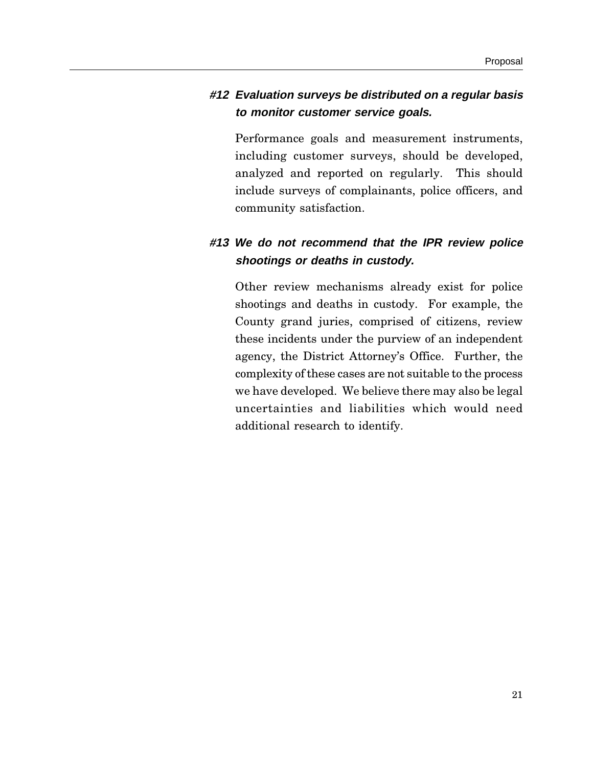### ***#12 Evaluation surveys be distributed on a regular basis to monitor customer service goals.***

Performance goals and measurement instruments, including customer surveys, should be developed, analyzed and reported on regularly. This should include surveys of complainants, police officers, and community satisfaction.

### ***#13 We do not recommend that the IPR review police shootings or deaths in custody.***

Other review mechanisms already exist for police shootings and deaths in custody. For example, the County grand juries, comprised of citizens, review these incidents under the purview of an independent agency, the District Attorney's Office. Further, the complexity of these cases are not suitable to the process we have developed. We believe there may also be legal uncertainties and liabilities which would need additional research to identify.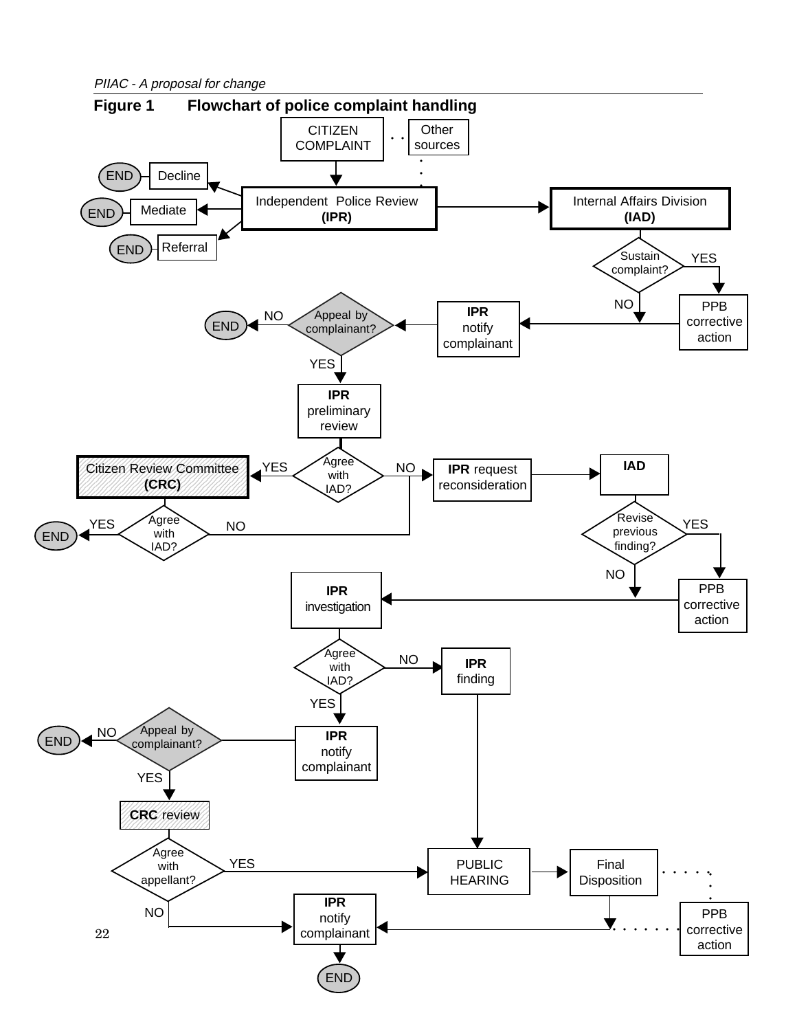**Figure 1 Flowchart of police complaint handling**

CITIZEN COMPLAINT

Other sources

END — Decline

END — Mediate

END — Referral

Independent Police Review **(IPR)**

Internal Affairs Division **(IAD)**

Sustain complaint?

YES

NO

PPB corrective action

**IPR** notify complainant

Appeal by complainant?

NO — END

YES

**IPR** preliminary review

Agree with IAD?

YES

NO

Citizen Review Committee **(CRC)**

**IPR** request reconsideration

**IAD**

Agree with IAD?

YES — END

NO

Revise previous finding?

YES

NO

PPB corrective action

**IPR** investigation

Agree with IAD?

NO

**IPR** finding

YES

**IPR** notify complainant

Appeal by complainant?

NO — END

YES

**CRC** review

Agree with appellant?

YES

PUBLIC HEARING

Final Disposition

PPB corrective action

NO

**IPR** notify complainant

END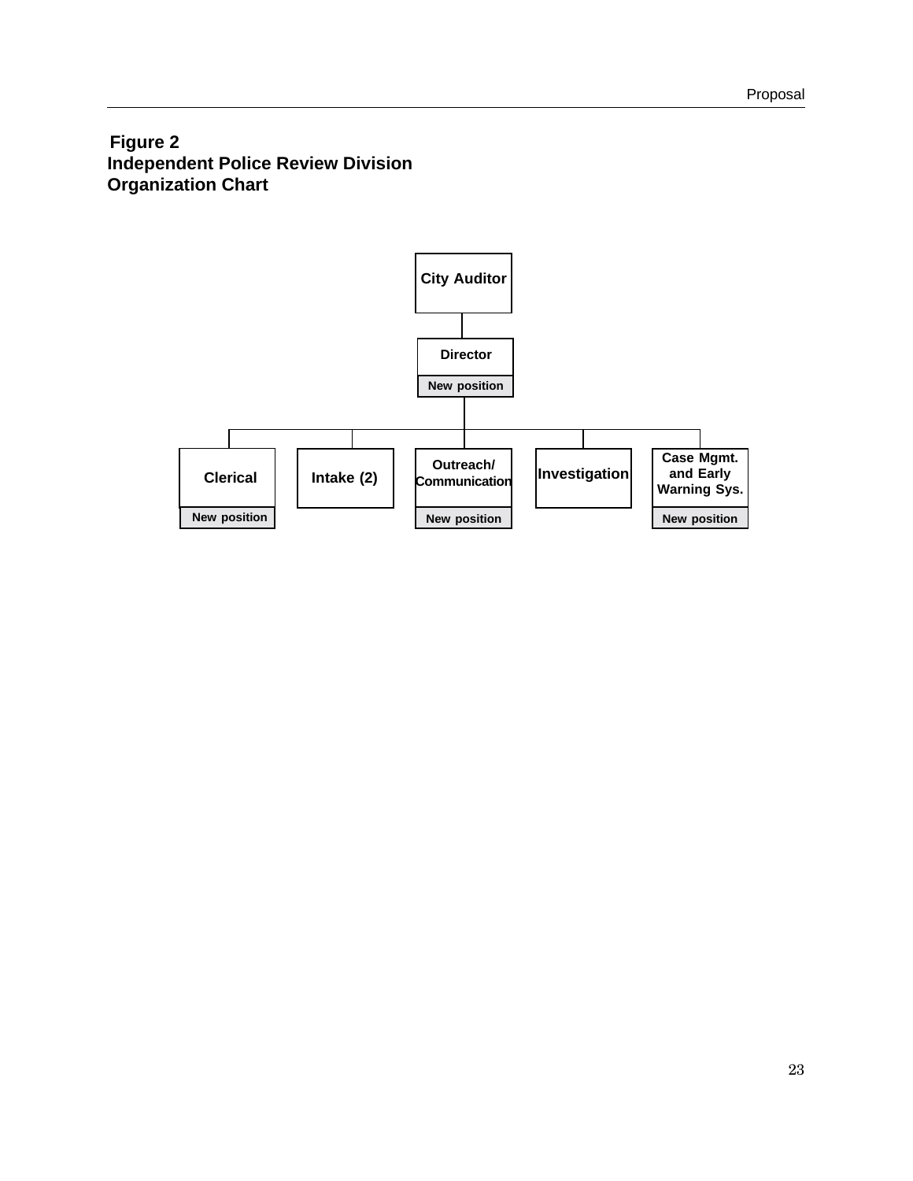**Figure 2**
**Independent Police Review Division**
**Organization Chart**

- City Auditor
  - Director (New position)
    - Clerical (New position)
    - Intake (2)
    - Outreach/Communication (New position)
    - Investigation
    - Case Mgmt. and Early Warning Sys. (New position)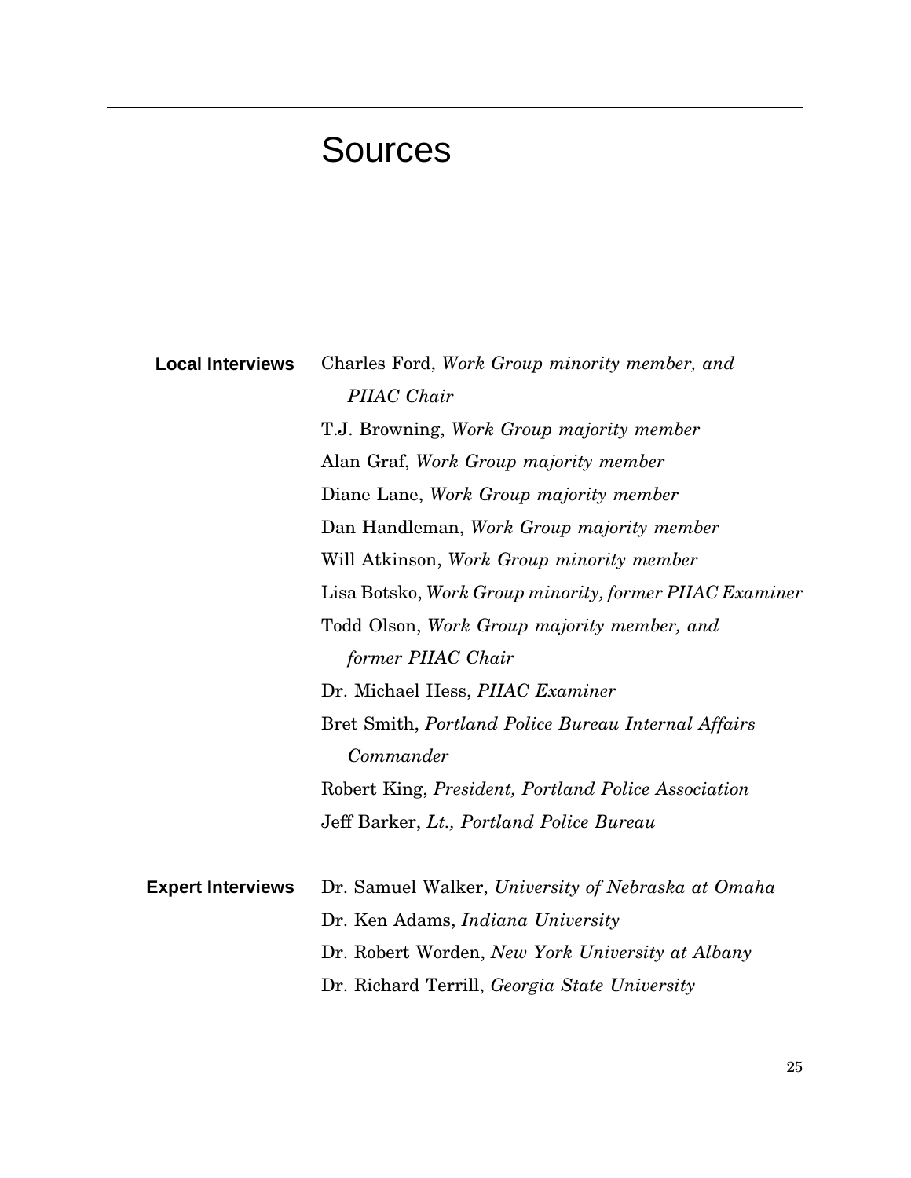# Sources

**Local Interviews**

Charles Ford, *Work Group minority member, and PIIAC Chair*

T.J. Browning, *Work Group majority member*

Alan Graf, *Work Group majority member*

Diane Lane, *Work Group majority member*

Dan Handleman, *Work Group majority member*

Will Atkinson, *Work Group minority member*

Lisa Botsko, *Work Group minority, former PIIAC Examiner*

Todd Olson, *Work Group majority member, and former PIIAC Chair*

Dr. Michael Hess, *PIIAC Examiner*

Bret Smith, *Portland Police Bureau Internal Affairs Commander*

Robert King, *President, Portland Police Association*

Jeff Barker, *Lt., Portland Police Bureau*

**Expert Interviews**

Dr. Samuel Walker, *University of Nebraska at Omaha*

Dr. Ken Adams, *Indiana University*

Dr. Robert Worden, *New York University at Albany*

Dr. Richard Terrill, *Georgia State University*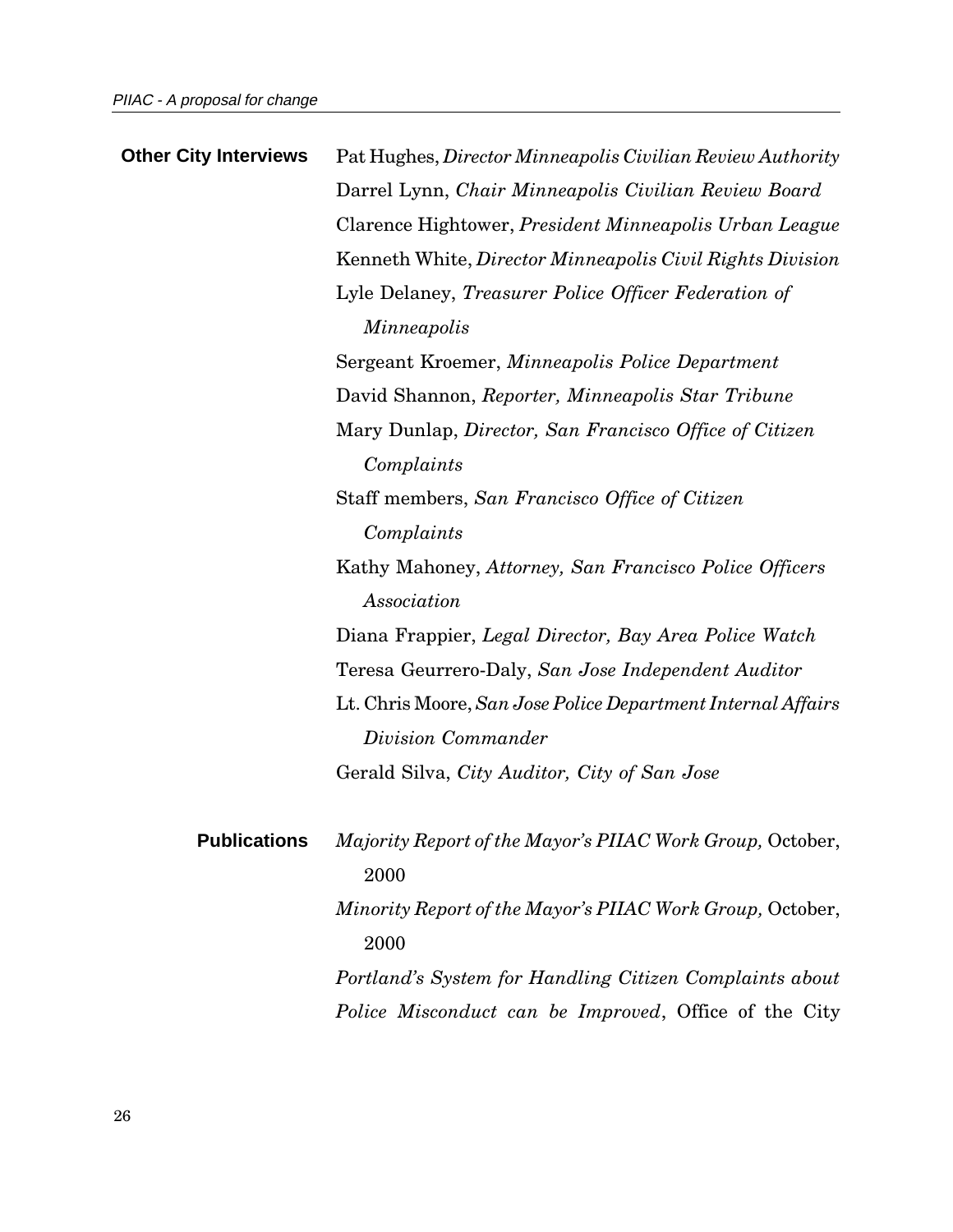**Other City Interviews**

Pat Hughes, *Director Minneapolis Civilian Review Authority*
Darrel Lynn, *Chair Minneapolis Civilian Review Board*
Clarence Hightower, *President Minneapolis Urban League*
Kenneth White, *Director Minneapolis Civil Rights Division*
Lyle Delaney, *Treasurer Police Officer Federation of Minneapolis*
Sergeant Kroemer, *Minneapolis Police Department*
David Shannon, *Reporter, Minneapolis Star Tribune*
Mary Dunlap, *Director, San Francisco Office of Citizen Complaints*
Staff members, *San Francisco Office of Citizen Complaints*
Kathy Mahoney, *Attorney, San Francisco Police Officers Association*
Diana Frappier, *Legal Director, Bay Area Police Watch*
Teresa Geurrero-Daly, *San Jose Independent Auditor*
Lt. Chris Moore, *San Jose Police Department Internal Affairs Division Commander*
Gerald Silva, *City Auditor, City of San Jose*

**Publications**

*Majority Report of the Mayor's PIIAC Work Group,* October, 2000
*Minority Report of the Mayor's PIIAC Work Group,* October, 2000
*Portland's System for Handling Citizen Complaints about Police Misconduct can be Improved*, Office of the City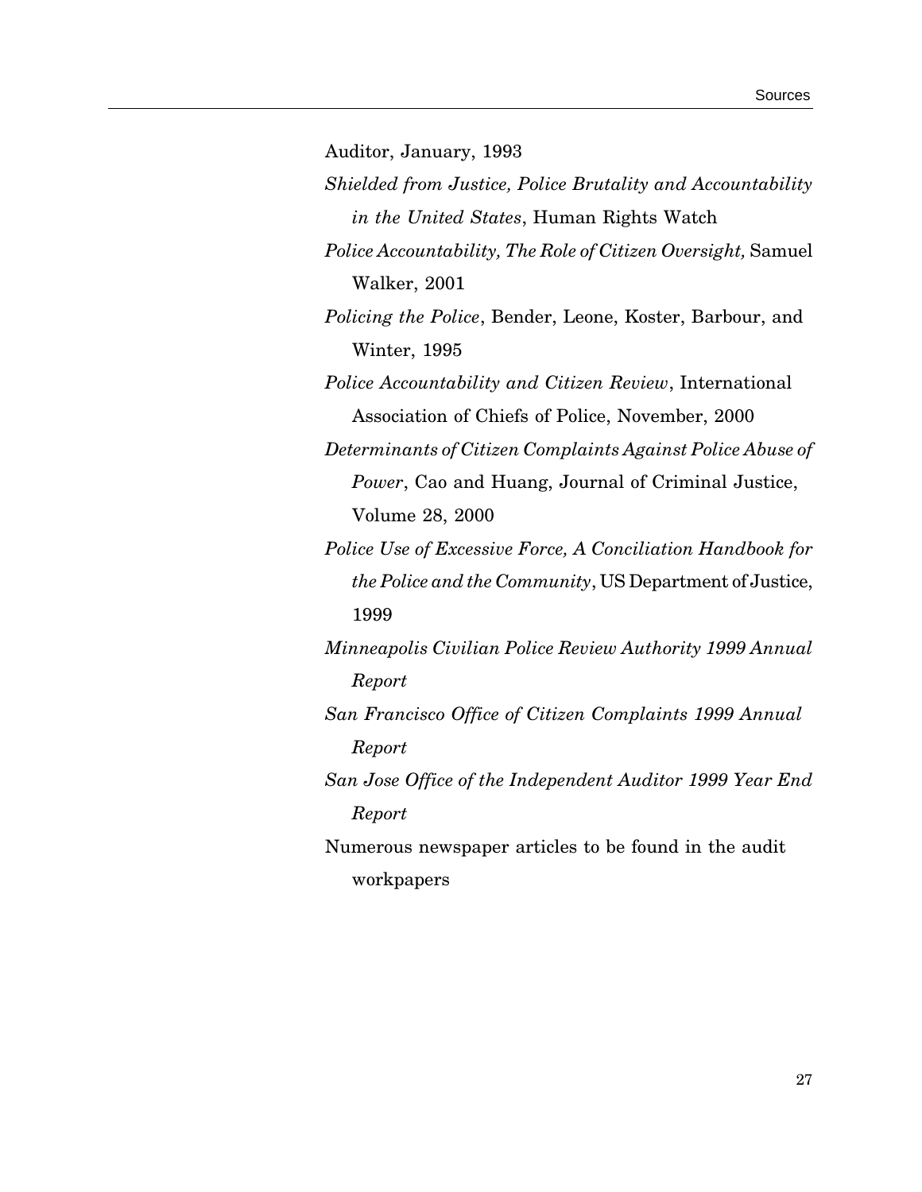Auditor, January, 1993

*Shielded from Justice, Police Brutality and Accountability in the United States*, Human Rights Watch

*Police Accountability, The Role of Citizen Oversight,* Samuel Walker, 2001

*Policing the Police*, Bender, Leone, Koster, Barbour, and Winter, 1995

*Police Accountability and Citizen Review*, International Association of Chiefs of Police, November, 2000

*Determinants of Citizen Complaints Against Police Abuse of Power*, Cao and Huang, Journal of Criminal Justice, Volume 28, 2000

*Police Use of Excessive Force, A Conciliation Handbook for the Police and the Community*, US Department of Justice, 1999

*Minneapolis Civilian Police Review Authority 1999 Annual Report*

*San Francisco Office of Citizen Complaints 1999 Annual Report*

*San Jose Office of the Independent Auditor 1999 Year End Report*

Numerous newspaper articles to be found in the audit workpapers